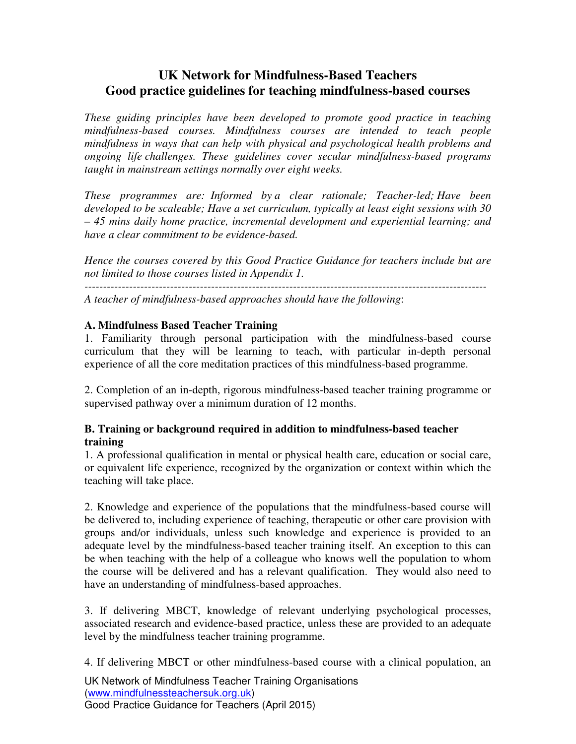# UK Network for Mindfulness-Based Teachers
# Good practice guidelines for teaching mindfulness-based courses

*These guiding principles have been developed to promote good practice in teaching mindfulness-based courses. Mindfulness courses are intended to teach people mindfulness in ways that can help with physical and psychological health problems and ongoing life challenges. These guidelines cover secular mindfulness-based programs taught in mainstream settings normally over eight weeks.*

*These programmes are: Informed by a clear rationale; Teacher-led; Have been developed to be scaleable; Have a set curriculum, typically at least eight sessions with 30 – 45 mins daily home practice, incremental development and experiential learning; and have a clear commitment to be evidence-based.*

*Hence the courses covered by this Good Practice Guidance for teachers include but are not limited to those courses listed in Appendix 1.*

---

*A teacher of mindfulness-based approaches should have the following*:

**A. Mindfulness Based Teacher Training**

1. Familiarity through personal participation with the mindfulness-based course curriculum that they will be learning to teach, with particular in-depth personal experience of all the core meditation practices of this mindfulness-based programme.

2. Completion of an in-depth, rigorous mindfulness-based teacher training programme or supervised pathway over a minimum duration of 12 months.

**B. Training or background required in addition to mindfulness-based teacher training**

1. A professional qualification in mental or physical health care, education or social care, or equivalent life experience, recognized by the organization or context within which the teaching will take place.

2. Knowledge and experience of the populations that the mindfulness-based course will be delivered to, including experience of teaching, therapeutic or other care provision with groups and/or individuals, unless such knowledge and experience is provided to an adequate level by the mindfulness-based teacher training itself. An exception to this can be when teaching with the help of a colleague who knows well the population to whom the course will be delivered and has a relevant qualification. They would also need to have an understanding of mindfulness-based approaches.

3. If delivering MBCT, knowledge of relevant underlying psychological processes, associated research and evidence-based practice, unless these are provided to an adequate level by the mindfulness teacher training programme.

4. If delivering MBCT or other mindfulness-based course with a clinical population, an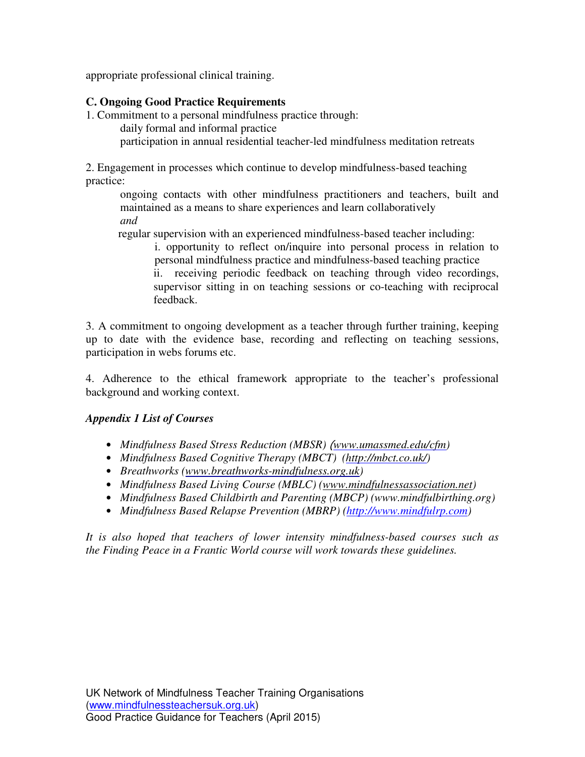appropriate professional clinical training.

**C. Ongoing Good Practice Requirements**

1. Commitment to a personal mindfulness practice through:
   - daily formal and informal practice
   - participation in annual residential teacher-led mindfulness meditation retreats

2. Engagement in processes which continue to develop mindfulness-based teaching practice:
   - ongoing contacts with other mindfulness practitioners and teachers, built and maintained as a means to share experiences and learn collaboratively *and*
   - regular supervision with an experienced mindfulness-based teacher including:
     - i. opportunity to reflect on/inquire into personal process in relation to personal mindfulness practice and mindfulness-based teaching practice
     - ii. receiving periodic feedback on teaching through video recordings, supervisor sitting in on teaching sessions or co-teaching with reciprocal feedback.

3. A commitment to ongoing development as a teacher through further training, keeping up to date with the evidence base, recording and reflecting on teaching sessions, participation in webs forums etc.

4. Adherence to the ethical framework appropriate to the teacher's professional background and working context.

***Appendix 1 List of Courses***

- *Mindfulness Based Stress Reduction (MBSR) (www.umassmed.edu/cfm)*
- *Mindfulness Based Cognitive Therapy (MBCT) (http://mbct.co.uk/)*
- *Breathworks (www.breathworks-mindfulness.org.uk)*
- *Mindfulness Based Living Course (MBLC) (www.mindfulnessassociation.net)*
- *Mindfulness Based Childbirth and Parenting (MBCP) (www.mindfulbirthing.org)*
- *Mindfulness Based Relapse Prevention (MBRP) (http://www.mindfulrp.com)*

*It is also hoped that teachers of lower intensity mindfulness-based courses such as the Finding Peace in a Frantic World course will work towards these guidelines.*